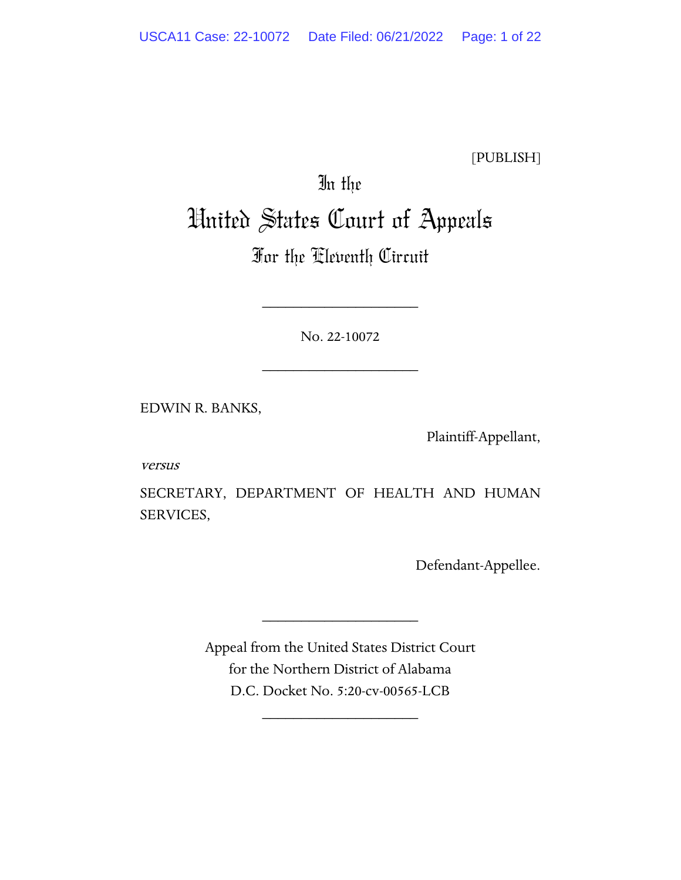[PUBLISH]

In the

# United States Court of Appeals

## For the Eleventh Circuit

____________________

No. 22-10072

____________________

EDWIN R. BANKS,

Plaintiff-Appellant,

*versus*

SECRETARY, DEPARTMENT OF HEALTH AND HUMAN SERVICES,

Defendant-Appellee.

____________________

Appeal from the United States District Court
for the Northern District of Alabama
D.C. Docket No. 5:20-cv-00565-LCB

____________________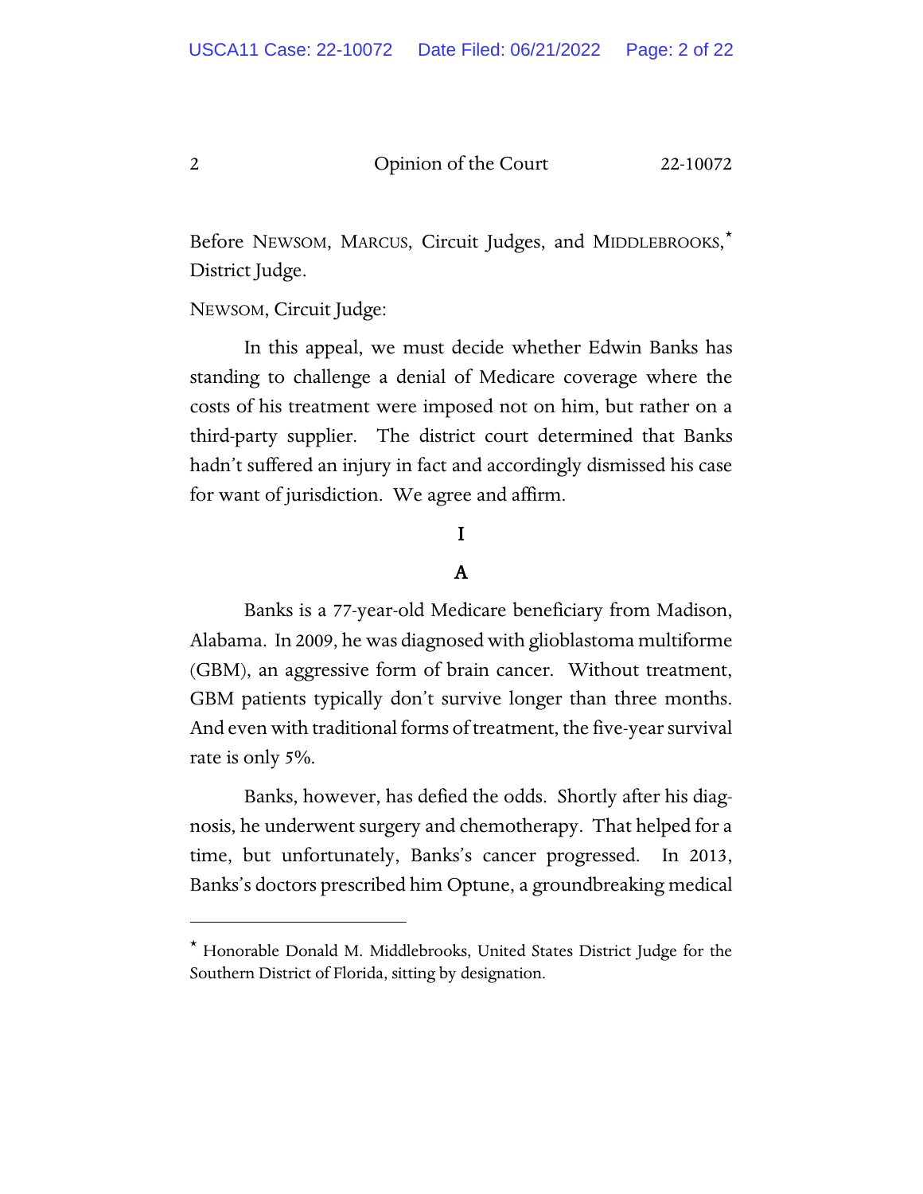Before NEWSOM, MARCUS, Circuit Judges, and MIDDLEBROOKS,* District Judge.

NEWSOM, Circuit Judge:

In this appeal, we must decide whether Edwin Banks has standing to challenge a denial of Medicare coverage where the costs of his treatment were imposed not on him, but rather on a third-party supplier. The district court determined that Banks hadn't suffered an injury in fact and accordingly dismissed his case for want of jurisdiction. We agree and affirm.

# I

## A

Banks is a 77-year-old Medicare beneficiary from Madison, Alabama. In 2009, he was diagnosed with glioblastoma multiforme (GBM), an aggressive form of brain cancer. Without treatment, GBM patients typically don't survive longer than three months. And even with traditional forms of treatment, the five-year survival rate is only 5%.

Banks, however, has defied the odds. Shortly after his diagnosis, he underwent surgery and chemotherapy. That helped for a time, but unfortunately, Banks's cancer progressed. In 2013, Banks's doctors prescribed him Optune, a groundbreaking medical

---

* Honorable Donald M. Middlebrooks, United States District Judge for the Southern District of Florida, sitting by designation.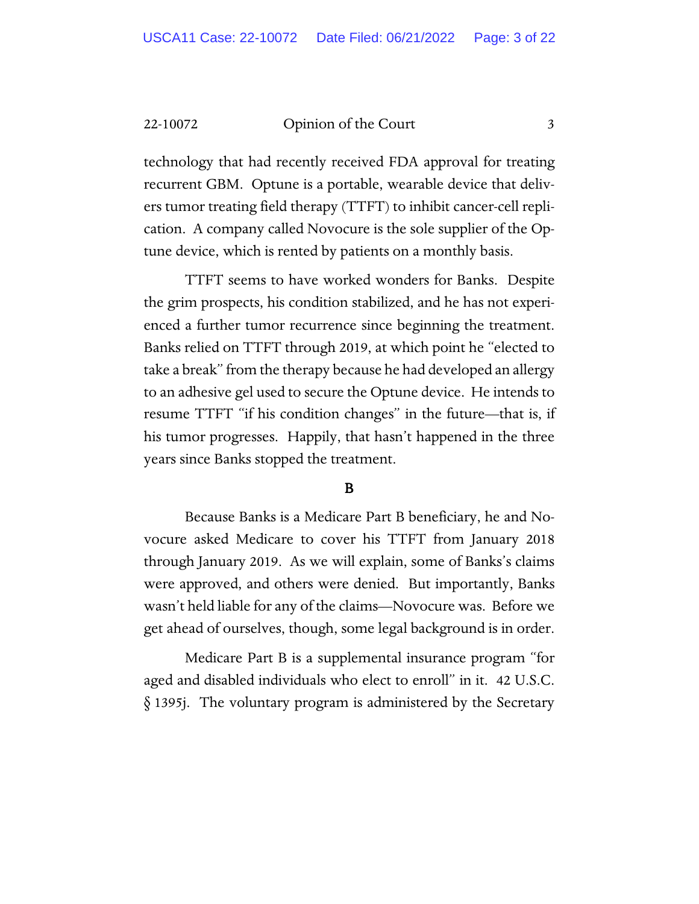technology that had recently received FDA approval for treating recurrent GBM. Optune is a portable, wearable device that delivers tumor treating field therapy (TTFT) to inhibit cancer-cell replication. A company called Novocure is the sole supplier of the Optune device, which is rented by patients on a monthly basis.

TTFT seems to have worked wonders for Banks. Despite the grim prospects, his condition stabilized, and he has not experienced a further tumor recurrence since beginning the treatment. Banks relied on TTFT through 2019, at which point he "elected to take a break" from the therapy because he had developed an allergy to an adhesive gel used to secure the Optune device. He intends to resume TTFT "if his condition changes" in the future—that is, if his tumor progresses. Happily, that hasn't happened in the three years since Banks stopped the treatment.

**B**

Because Banks is a Medicare Part B beneficiary, he and Novocure asked Medicare to cover his TTFT from January 2018 through January 2019. As we will explain, some of Banks's claims were approved, and others were denied. But importantly, Banks wasn't held liable for any of the claims—Novocure was. Before we get ahead of ourselves, though, some legal background is in order.

Medicare Part B is a supplemental insurance program "for aged and disabled individuals who elect to enroll" in it. 42 U.S.C. § 1395j. The voluntary program is administered by the Secretary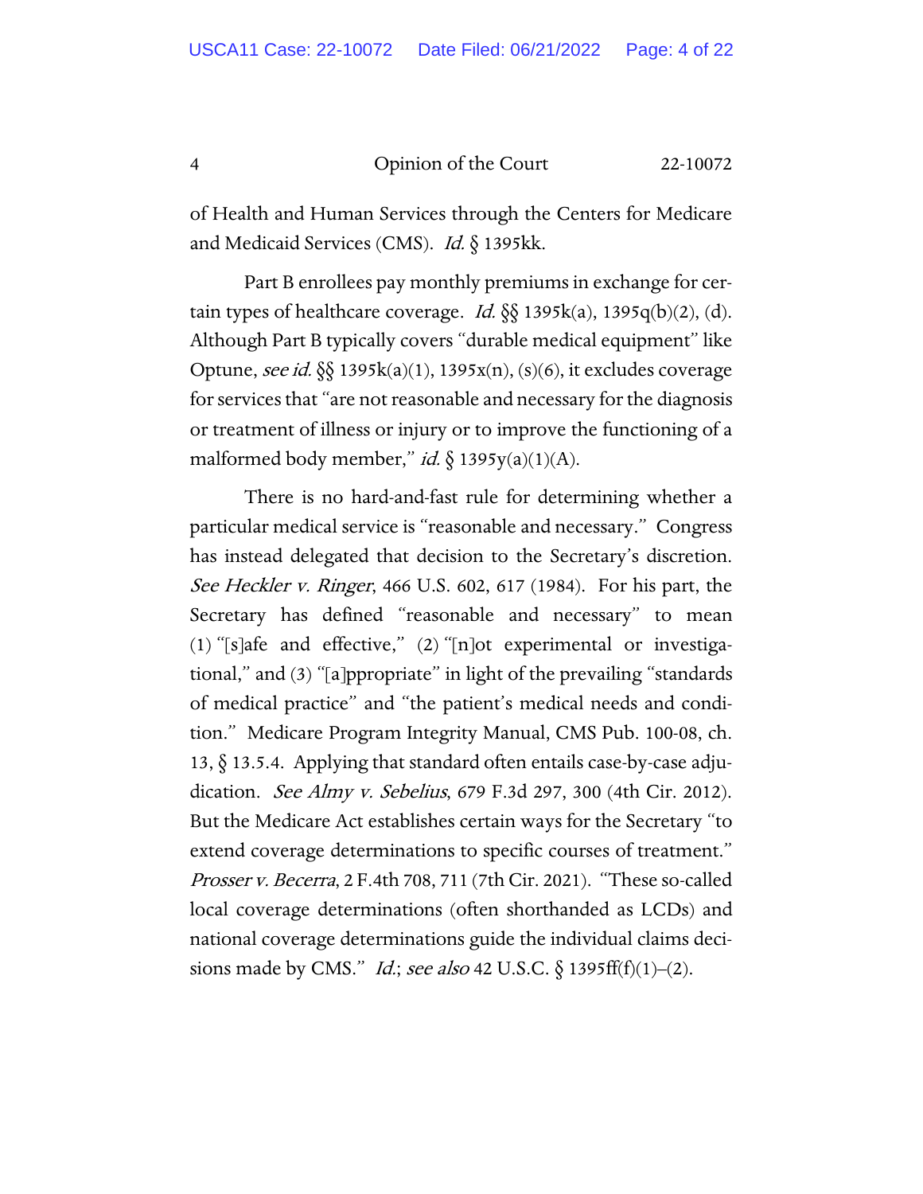of Health and Human Services through the Centers for Medicare and Medicaid Services (CMS). *Id.* § 1395kk.

Part B enrollees pay monthly premiums in exchange for certain types of healthcare coverage. *Id.* §§ 1395k(a), 1395q(b)(2), (d). Although Part B typically covers "durable medical equipment" like Optune, *see id.* §§ 1395k(a)(1), 1395x(n), (s)(6), it excludes coverage for services that "are not reasonable and necessary for the diagnosis or treatment of illness or injury or to improve the functioning of a malformed body member," *id.* § 1395y(a)(1)(A).

There is no hard-and-fast rule for determining whether a particular medical service is "reasonable and necessary." Congress has instead delegated that decision to the Secretary's discretion. *See Heckler v. Ringer*, 466 U.S. 602, 617 (1984). For his part, the Secretary has defined "reasonable and necessary" to mean (1) "[s]afe and effective," (2) "[n]ot experimental or investigational," and (3) "[a]ppropriate" in light of the prevailing "standards of medical practice" and "the patient's medical needs and condition." Medicare Program Integrity Manual, CMS Pub. 100-08, ch. 13, § 13.5.4. Applying that standard often entails case-by-case adjudication. *See Almy v. Sebelius*, 679 F.3d 297, 300 (4th Cir. 2012). But the Medicare Act establishes certain ways for the Secretary "to extend coverage determinations to specific courses of treatment." *Prosser v. Becerra*, 2 F.4th 708, 711 (7th Cir. 2021). "These so-called local coverage determinations (often shorthanded as LCDs) and national coverage determinations guide the individual claims decisions made by CMS." *Id.*; *see also* 42 U.S.C. § 1395ff(f)(1)–(2).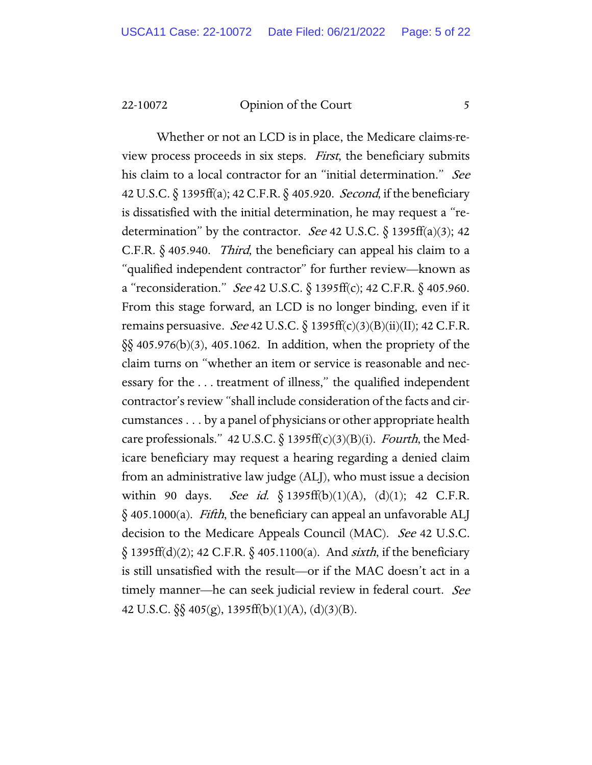Whether or not an LCD is in place, the Medicare claims-review process proceeds in six steps. *First*, the beneficiary submits his claim to a local contractor for an "initial determination." *See* 42 U.S.C. § 1395ff(a); 42 C.F.R. § 405.920. *Second*, if the beneficiary is dissatisfied with the initial determination, he may request a "redetermination" by the contractor. *See* 42 U.S.C. § 1395ff(a)(3); 42 C.F.R. § 405.940. *Third*, the beneficiary can appeal his claim to a "qualified independent contractor" for further review—known as a "reconsideration." *See* 42 U.S.C. § 1395ff(c); 42 C.F.R. § 405.960. From this stage forward, an LCD is no longer binding, even if it remains persuasive. *See* 42 U.S.C. § 1395ff(c)(3)(B)(ii)(II); 42 C.F.R. §§ 405.976(b)(3), 405.1062. In addition, when the propriety of the claim turns on "whether an item or service is reasonable and necessary for the . . . treatment of illness," the qualified independent contractor's review "shall include consideration of the facts and circumstances . . . by a panel of physicians or other appropriate health care professionals." 42 U.S.C. § 1395ff(c)(3)(B)(i). *Fourth*, the Medicare beneficiary may request a hearing regarding a denied claim from an administrative law judge (ALJ), who must issue a decision within 90 days. *See id.* § 1395ff(b)(1)(A), (d)(1); 42 C.F.R. § 405.1000(a). *Fifth*, the beneficiary can appeal an unfavorable ALJ decision to the Medicare Appeals Council (MAC). *See* 42 U.S.C. § 1395ff(d)(2); 42 C.F.R. § 405.1100(a). And *sixth*, if the beneficiary is still unsatisfied with the result—or if the MAC doesn't act in a timely manner—he can seek judicial review in federal court. *See* 42 U.S.C. §§ 405(g), 1395ff(b)(1)(A), (d)(3)(B).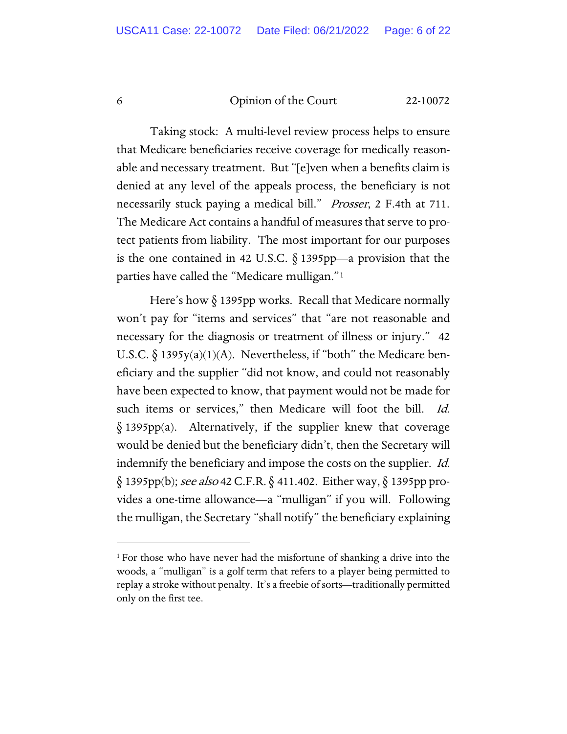Taking stock: A multi-level review process helps to ensure that Medicare beneficiaries receive coverage for medically reasonable and necessary treatment. But "[e]ven when a benefits claim is denied at any level of the appeals process, the beneficiary is not necessarily stuck paying a medical bill." *Prosser*, 2 F.4th at 711. The Medicare Act contains a handful of measures that serve to protect patients from liability. The most important for our purposes is the one contained in 42 U.S.C. § 1395pp—a provision that the parties have called the "Medicare mulligan."[1]

Here's how § 1395pp works. Recall that Medicare normally won't pay for "items and services" that "are not reasonable and necessary for the diagnosis or treatment of illness or injury." 42 U.S.C. § 1395y(a)(1)(A). Nevertheless, if "both" the Medicare beneficiary and the supplier "did not know, and could not reasonably have been expected to know, that payment would not be made for such items or services," then Medicare will foot the bill. *Id.* § 1395pp(a). Alternatively, if the supplier knew that coverage would be denied but the beneficiary didn't, then the Secretary will indemnify the beneficiary and impose the costs on the supplier. *Id.* § 1395pp(b); *see also* 42 C.F.R. § 411.402. Either way, § 1395pp provides a one-time allowance—a "mulligan" if you will. Following the mulligan, the Secretary "shall notify" the beneficiary explaining

[1] For those who have never had the misfortune of shanking a drive into the woods, a "mulligan" is a golf term that refers to a player being permitted to replay a stroke without penalty. It's a freebie of sorts—traditionally permitted only on the first tee.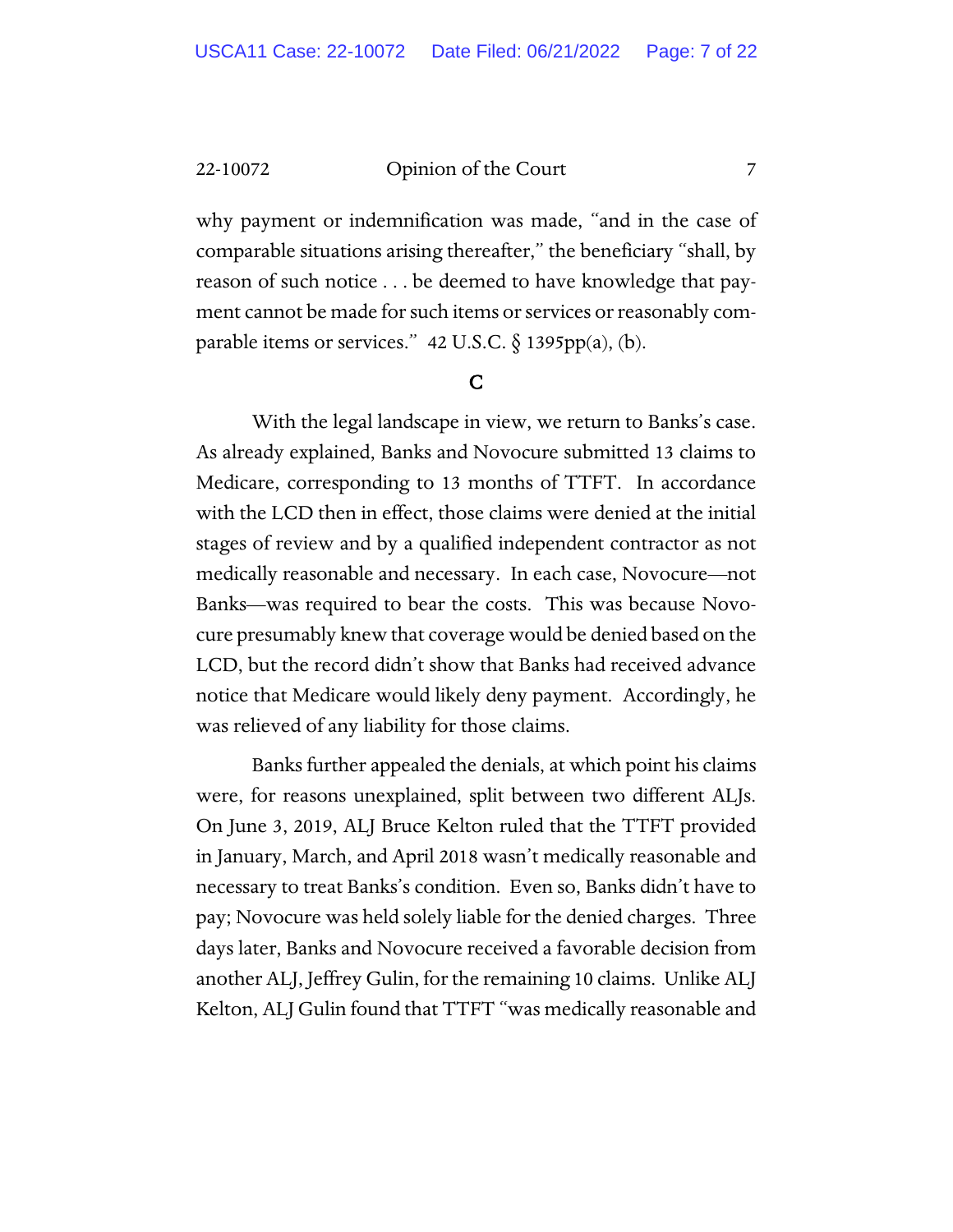why payment or indemnification was made, "and in the case of comparable situations arising thereafter," the beneficiary "shall, by reason of such notice . . . be deemed to have knowledge that payment cannot be made for such items or services or reasonably comparable items or services." 42 U.S.C. § 1395pp(a), (b).

### C

With the legal landscape in view, we return to Banks's case. As already explained, Banks and Novocure submitted 13 claims to Medicare, corresponding to 13 months of TTFT. In accordance with the LCD then in effect, those claims were denied at the initial stages of review and by a qualified independent contractor as not medically reasonable and necessary. In each case, Novocure—not Banks—was required to bear the costs. This was because Novocure presumably knew that coverage would be denied based on the LCD, but the record didn't show that Banks had received advance notice that Medicare would likely deny payment. Accordingly, he was relieved of any liability for those claims.

Banks further appealed the denials, at which point his claims were, for reasons unexplained, split between two different ALJs. On June 3, 2019, ALJ Bruce Kelton ruled that the TTFT provided in January, March, and April 2018 wasn't medically reasonable and necessary to treat Banks's condition. Even so, Banks didn't have to pay; Novocure was held solely liable for the denied charges. Three days later, Banks and Novocure received a favorable decision from another ALJ, Jeffrey Gulin, for the remaining 10 claims. Unlike ALJ Kelton, ALJ Gulin found that TTFT "was medically reasonable and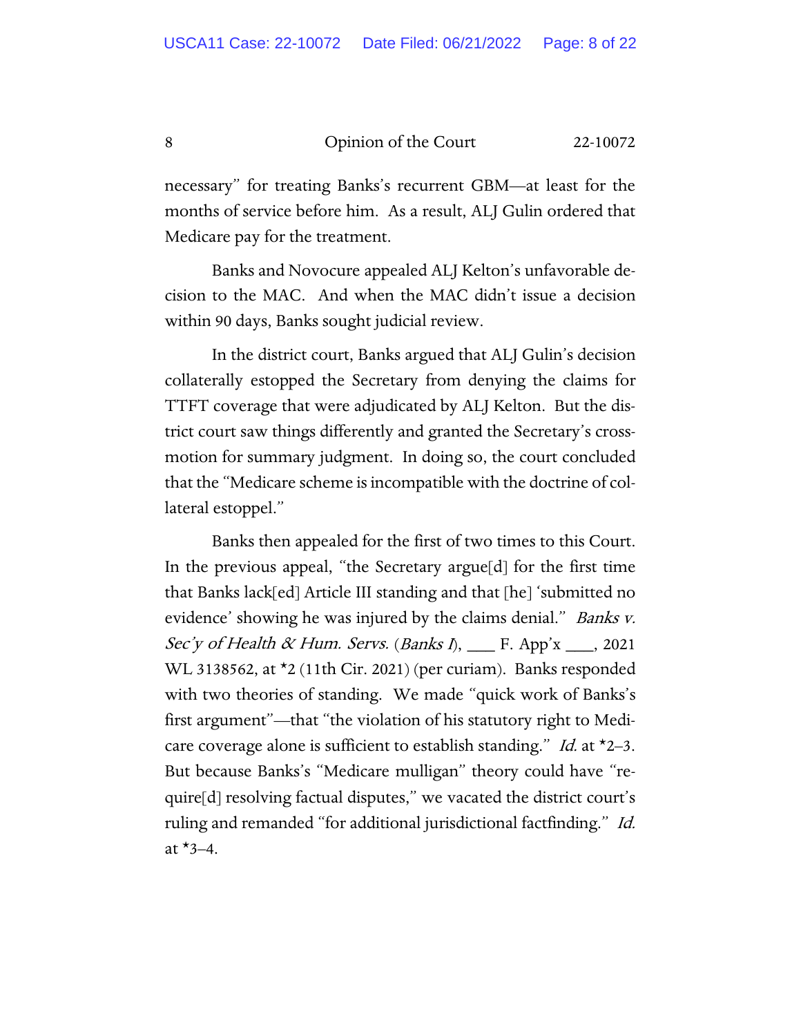necessary" for treating Banks's recurrent GBM—at least for the months of service before him. As a result, ALJ Gulin ordered that Medicare pay for the treatment.

Banks and Novocure appealed ALJ Kelton's unfavorable decision to the MAC. And when the MAC didn't issue a decision within 90 days, Banks sought judicial review.

In the district court, Banks argued that ALJ Gulin's decision collaterally estopped the Secretary from denying the claims for TTFT coverage that were adjudicated by ALJ Kelton. But the district court saw things differently and granted the Secretary's cross-motion for summary judgment. In doing so, the court concluded that the "Medicare scheme is incompatible with the doctrine of collateral estoppel."

Banks then appealed for the first of two times to this Court. In the previous appeal, "the Secretary argue[d] for the first time that Banks lack[ed] Article III standing and that [he] 'submitted no evidence' showing he was injured by the claims denial." *Banks v. Sec'y of Health & Hum. Servs.* (*Banks I*), ___ F. App'x ___, 2021 WL 3138562, at *2 (11th Cir. 2021) (per curiam). Banks responded with two theories of standing. We made "quick work of Banks's first argument"—that "the violation of his statutory right to Medicare coverage alone is sufficient to establish standing." *Id.* at *2–3. But because Banks's "Medicare mulligan" theory could have "require[d] resolving factual disputes," we vacated the district court's ruling and remanded "for additional jurisdictional factfinding." *Id.* at *3–4.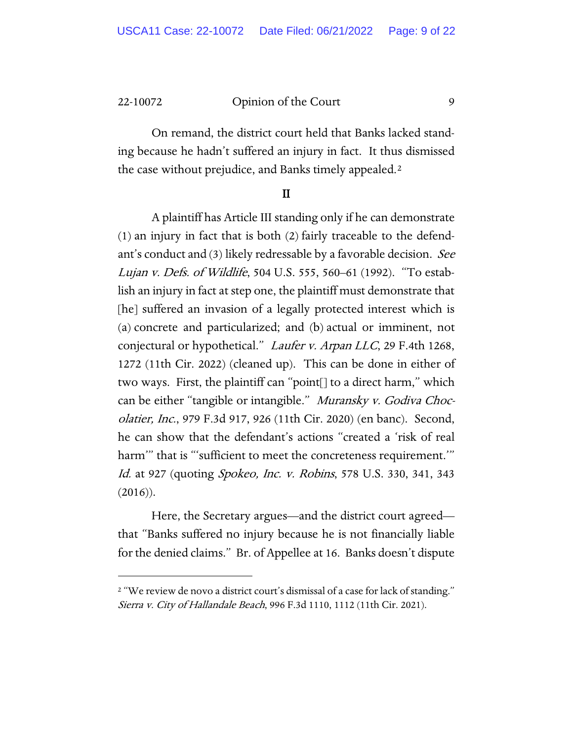On remand, the district court held that Banks lacked standing because he hadn't suffered an injury in fact. It thus dismissed the case without prejudice, and Banks timely appealed.[2]

## II

A plaintiff has Article III standing only if he can demonstrate (1) an injury in fact that is both (2) fairly traceable to the defendant's conduct and (3) likely redressable by a favorable decision. *See Lujan v. Defs. of Wildlife*, 504 U.S. 555, 560–61 (1992). "To establish an injury in fact at step one, the plaintiff must demonstrate that [he] suffered an invasion of a legally protected interest which is (a) concrete and particularized; and (b) actual or imminent, not conjectural or hypothetical." *Laufer v. Arpan LLC*, 29 F.4th 1268, 1272 (11th Cir. 2022) (cleaned up). This can be done in either of two ways. First, the plaintiff can "point[] to a direct harm," which can be either "tangible or intangible." *Muransky v. Godiva Chocolatier, Inc.*, 979 F.3d 917, 926 (11th Cir. 2020) (en banc). Second, he can show that the defendant's actions "created a 'risk of real harm'" that is "'sufficient to meet the concreteness requirement.'" *Id.* at 927 (quoting *Spokeo, Inc. v. Robins*, 578 U.S. 330, 341, 343 (2016)).

Here, the Secretary argues—and the district court agreed—that "Banks suffered no injury because he is not financially liable for the denied claims." Br. of Appellee at 16. Banks doesn't dispute

[2] "We review de novo a district court's dismissal of a case for lack of standing." *Sierra v. City of Hallandale Beach*, 996 F.3d 1110, 1112 (11th Cir. 2021).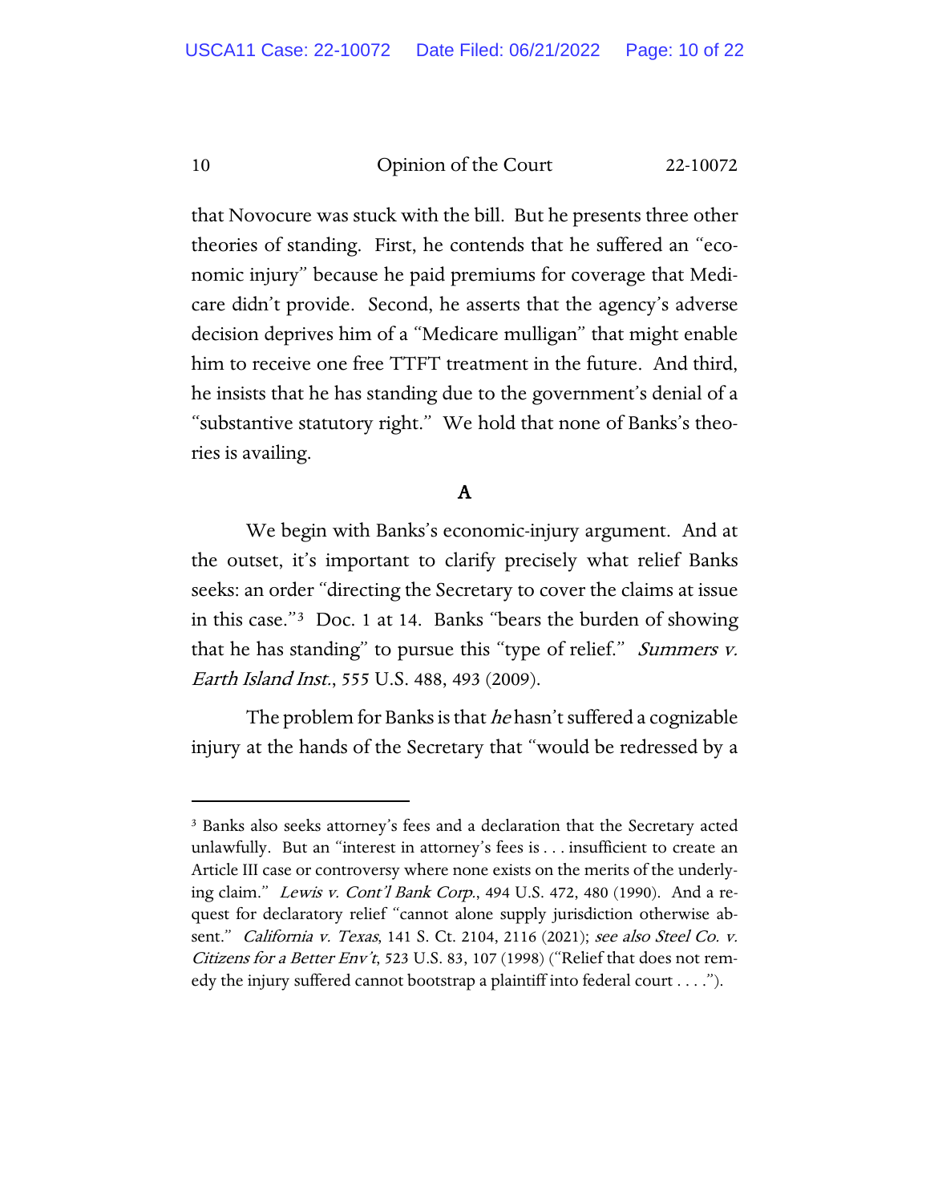that Novocure was stuck with the bill. But he presents three other theories of standing. First, he contends that he suffered an "economic injury" because he paid premiums for coverage that Medicare didn't provide. Second, he asserts that the agency's adverse decision deprives him of a "Medicare mulligan" that might enable him to receive one free TTFT treatment in the future. And third, he insists that he has standing due to the government's denial of a "substantive statutory right." We hold that none of Banks's theories is availing.

## A

We begin with Banks's economic-injury argument. And at the outset, it's important to clarify precisely what relief Banks seeks: an order "directing the Secretary to cover the claims at issue in this case."[3] Doc. 1 at 14. Banks "bears the burden of showing that he has standing" to pursue this "type of relief." *Summers v. Earth Island Inst.*, 555 U.S. 488, 493 (2009).

The problem for Banks is that *he* hasn't suffered a cognizable injury at the hands of the Secretary that "would be redressed by a

[3] Banks also seeks attorney's fees and a declaration that the Secretary acted unlawfully. But an "interest in attorney's fees is . . . insufficient to create an Article III case or controversy where none exists on the merits of the underlying claim." *Lewis v. Cont'l Bank Corp.*, 494 U.S. 472, 480 (1990). And a request for declaratory relief "cannot alone supply jurisdiction otherwise absent." *California v. Texas*, 141 S. Ct. 2104, 2116 (2021); *see also Steel Co. v. Citizens for a Better Env't*, 523 U.S. 83, 107 (1998) ("Relief that does not remedy the injury suffered cannot bootstrap a plaintiff into federal court . . . .").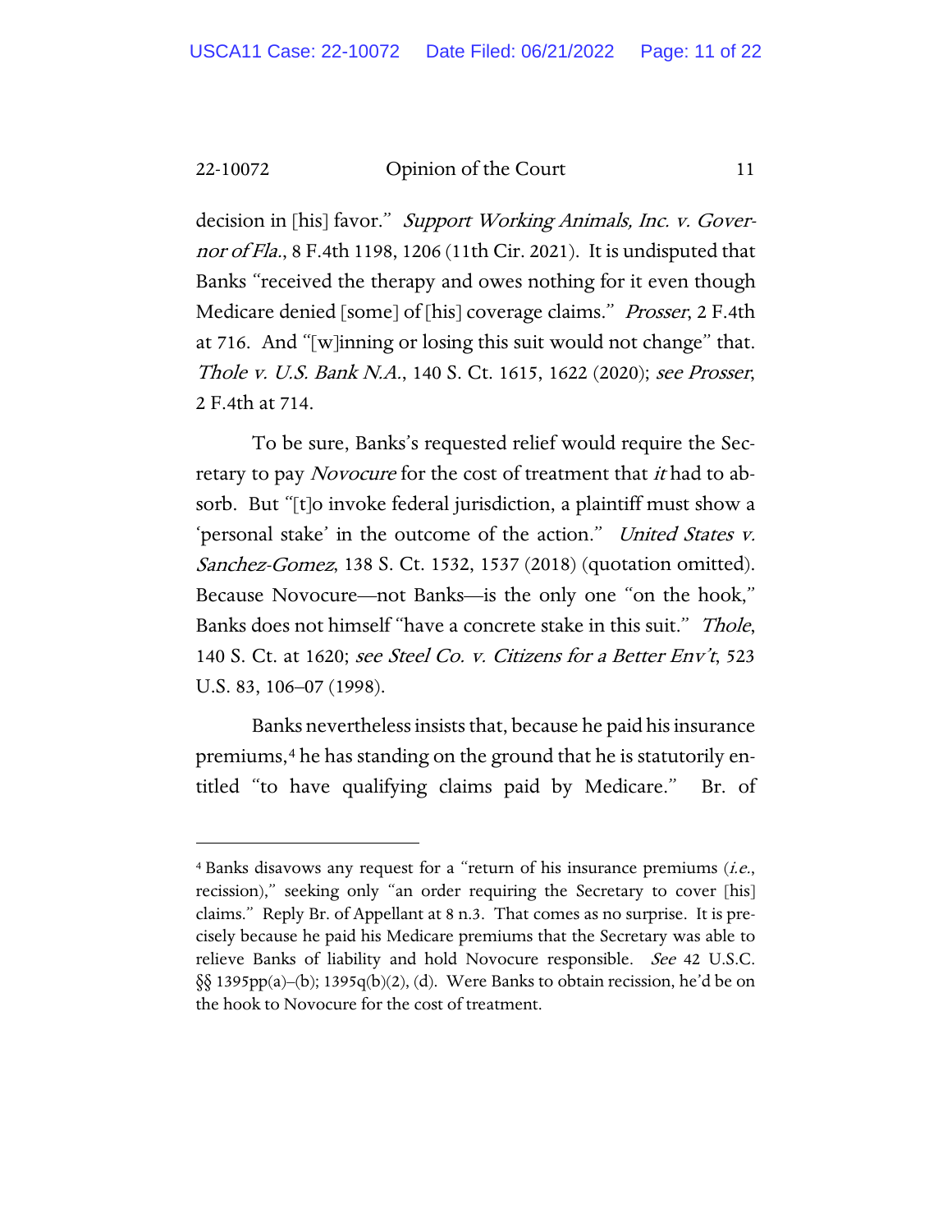decision in [his] favor." *Support Working Animals, Inc. v. Governor of Fla.*, 8 F.4th 1198, 1206 (11th Cir. 2021). It is undisputed that Banks "received the therapy and owes nothing for it even though Medicare denied [some] of [his] coverage claims." *Prosser*, 2 F.4th at 716. And "[w]inning or losing this suit would not change" that. *Thole v. U.S. Bank N.A.*, 140 S. Ct. 1615, 1622 (2020); *see Prosser*, 2 F.4th at 714.

To be sure, Banks's requested relief would require the Secretary to pay *Novocure* for the cost of treatment that *it* had to absorb. But "[t]o invoke federal jurisdiction, a plaintiff must show a 'personal stake' in the outcome of the action." *United States v. Sanchez-Gomez*, 138 S. Ct. 1532, 1537 (2018) (quotation omitted). Because Novocure—not Banks—is the only one "on the hook," Banks does not himself "have a concrete stake in this suit." *Thole*, 140 S. Ct. at 1620; *see Steel Co. v. Citizens for a Better Env't*, 523 U.S. 83, 106–07 (1998).

Banks nevertheless insists that, because he paid his insurance premiums,[4] he has standing on the ground that he is statutorily entitled "to have qualifying claims paid by Medicare." Br. of

---

[4] Banks disavows any request for a "return of his insurance premiums (*i.e.*, recission)," seeking only "an order requiring the Secretary to cover [his] claims." Reply Br. of Appellant at 8 n.3. That comes as no surprise. It is precisely because he paid his Medicare premiums that the Secretary was able to relieve Banks of liability and hold Novocure responsible. *See* 42 U.S.C. §§ 1395pp(a)–(b); 1395q(b)(2), (d). Were Banks to obtain recission, he'd be on the hook to Novocure for the cost of treatment.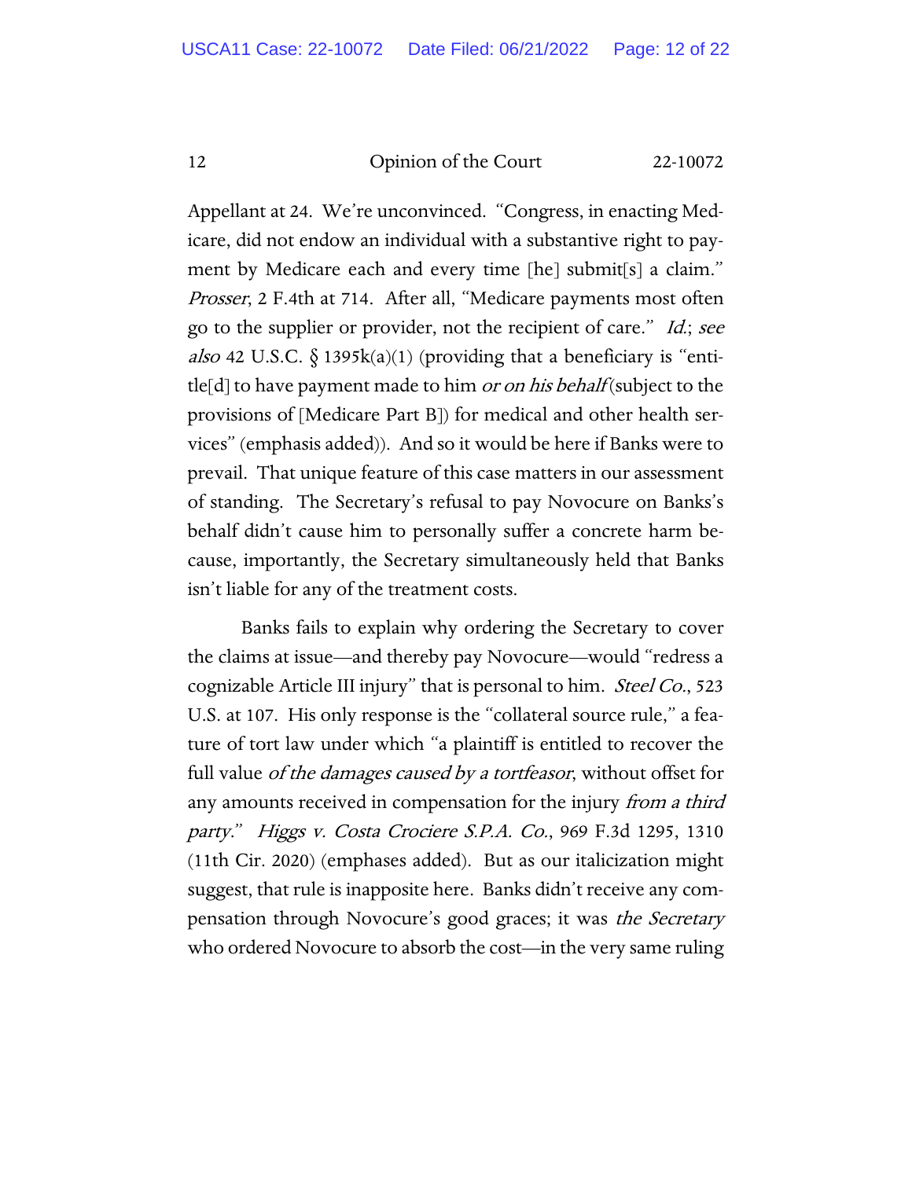Appellant at 24. We're unconvinced. "Congress, in enacting Medicare, did not endow an individual with a substantive right to payment by Medicare each and every time [he] submit[s] a claim." *Prosser*, 2 F.4th at 714. After all, "Medicare payments most often go to the supplier or provider, not the recipient of care." *Id.*; *see also* 42 U.S.C. § 1395k(a)(1) (providing that a beneficiary is "entitle[d] to have payment made to him *or on his behalf* (subject to the provisions of [Medicare Part B]) for medical and other health services" (emphasis added)). And so it would be here if Banks were to prevail. That unique feature of this case matters in our assessment of standing. The Secretary's refusal to pay Novocure on Banks's behalf didn't cause him to personally suffer a concrete harm because, importantly, the Secretary simultaneously held that Banks isn't liable for any of the treatment costs.

Banks fails to explain why ordering the Secretary to cover the claims at issue—and thereby pay Novocure—would "redress a cognizable Article III injury" that is personal to him. *Steel Co.*, 523 U.S. at 107. His only response is the "collateral source rule," a feature of tort law under which "a plaintiff is entitled to recover the full value *of the damages caused by a tortfeasor*, without offset for any amounts received in compensation for the injury *from a third party*." *Higgs v. Costa Crociere S.P.A. Co.*, 969 F.3d 1295, 1310 (11th Cir. 2020) (emphases added). But as our italicization might suggest, that rule is inapposite here. Banks didn't receive any compensation through Novocure's good graces; it was *the Secretary* who ordered Novocure to absorb the cost—in the very same ruling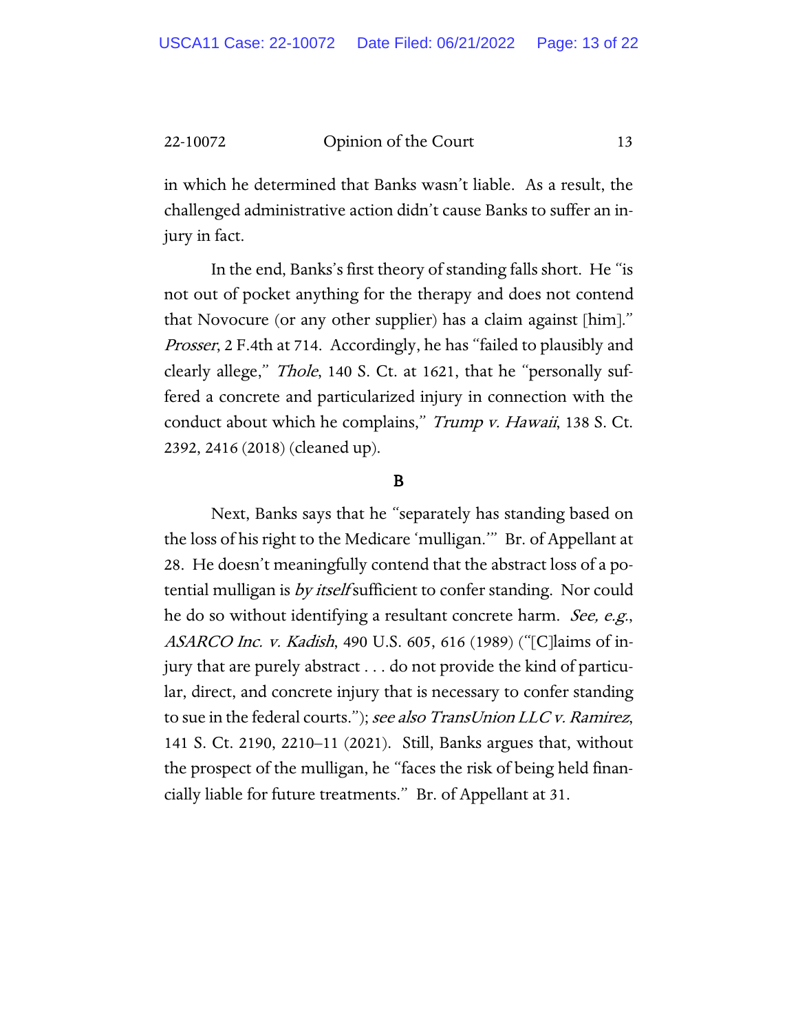in which he determined that Banks wasn't liable. As a result, the challenged administrative action didn't cause Banks to suffer an injury in fact.

In the end, Banks's first theory of standing falls short. He "is not out of pocket anything for the therapy and does not contend that Novocure (or any other supplier) has a claim against [him]." *Prosser*, 2 F.4th at 714. Accordingly, he has "failed to plausibly and clearly allege," *Thole*, 140 S. Ct. at 1621, that he "personally suffered a concrete and particularized injury in connection with the conduct about which he complains," *Trump v. Hawaii*, 138 S. Ct. 2392, 2416 (2018) (cleaned up).

### B

Next, Banks says that he "separately has standing based on the loss of his right to the Medicare 'mulligan.'" Br. of Appellant at 28. He doesn't meaningfully contend that the abstract loss of a potential mulligan is *by itself* sufficient to confer standing. Nor could he do so without identifying a resultant concrete harm. *See, e.g.*, *ASARCO Inc. v. Kadish*, 490 U.S. 605, 616 (1989) ("[C]laims of injury that are purely abstract . . . do not provide the kind of particular, direct, and concrete injury that is necessary to confer standing to sue in the federal courts."); *see also TransUnion LLC v. Ramirez*, 141 S. Ct. 2190, 2210–11 (2021). Still, Banks argues that, without the prospect of the mulligan, he "faces the risk of being held financially liable for future treatments." Br. of Appellant at 31.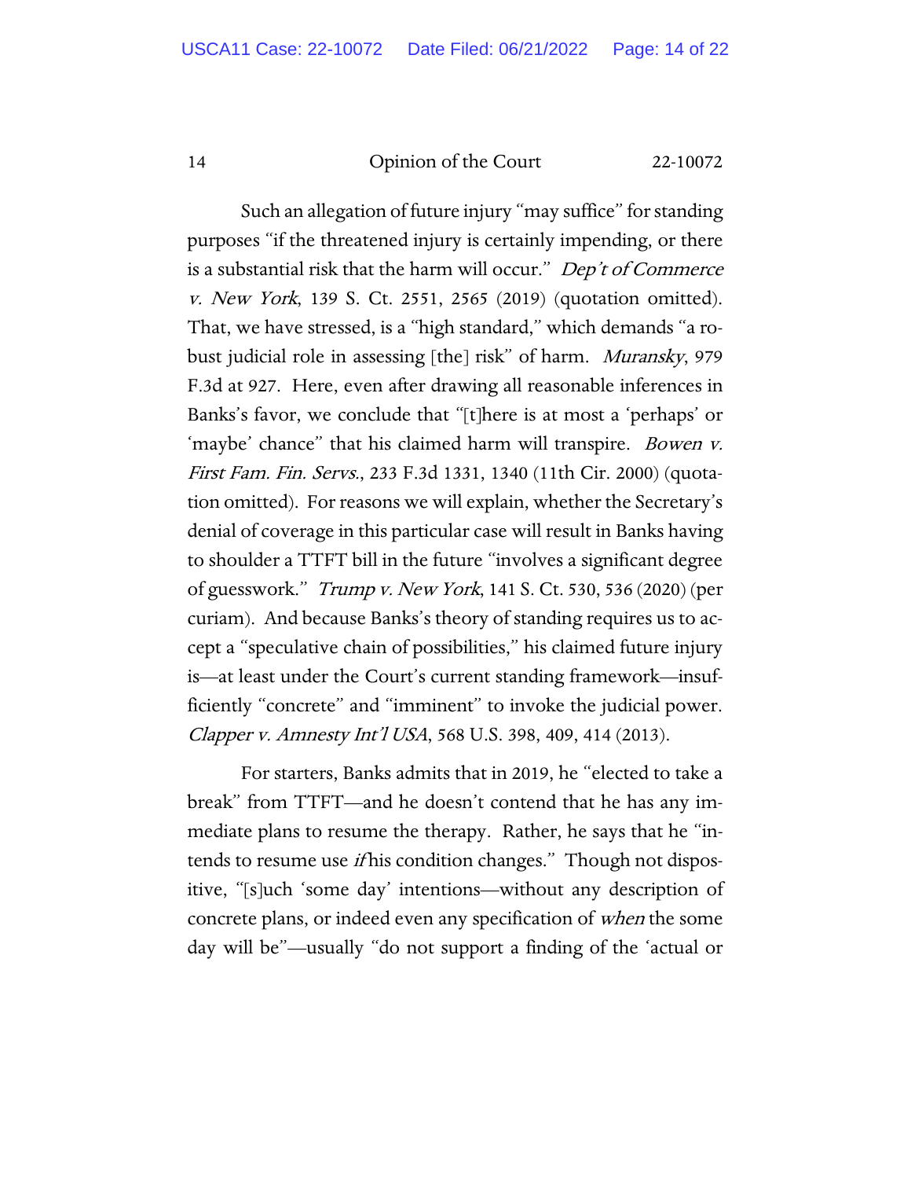Such an allegation of future injury "may suffice" for standing purposes "if the threatened injury is certainly impending, or there is a substantial risk that the harm will occur." *Dep't of Commerce v. New York*, 139 S. Ct. 2551, 2565 (2019) (quotation omitted). That, we have stressed, is a "high standard," which demands "a robust judicial role in assessing [the] risk" of harm. *Muransky*, 979 F.3d at 927. Here, even after drawing all reasonable inferences in Banks's favor, we conclude that "[t]here is at most a 'perhaps' or 'maybe' chance" that his claimed harm will transpire. *Bowen v. First Fam. Fin. Servs.*, 233 F.3d 1331, 1340 (11th Cir. 2000) (quotation omitted). For reasons we will explain, whether the Secretary's denial of coverage in this particular case will result in Banks having to shoulder a TTFT bill in the future "involves a significant degree of guesswork." *Trump v. New York*, 141 S. Ct. 530, 536 (2020) (per curiam). And because Banks's theory of standing requires us to accept a "speculative chain of possibilities," his claimed future injury is—at least under the Court's current standing framework—insufficiently "concrete" and "imminent" to invoke the judicial power. *Clapper v. Amnesty Int'l USA*, 568 U.S. 398, 409, 414 (2013).

For starters, Banks admits that in 2019, he "elected to take a break" from TTFT—and he doesn't contend that he has any immediate plans to resume the therapy. Rather, he says that he "intends to resume use *if* his condition changes." Though not dispositive, "[s]uch 'some day' intentions—without any description of concrete plans, or indeed even any specification of *when* the some day will be"—usually "do not support a finding of the 'actual or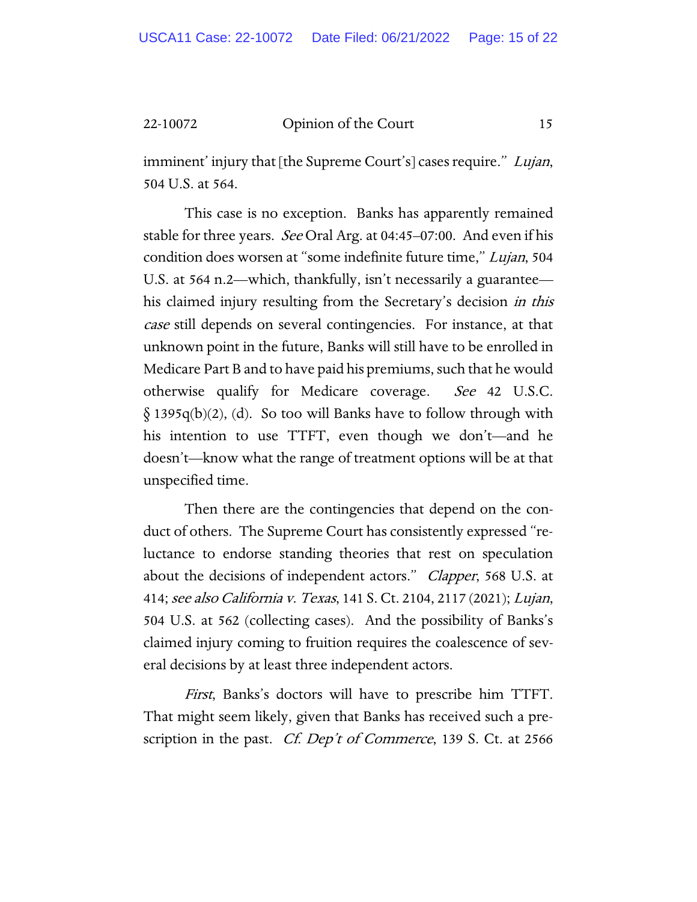imminent' injury that [the Supreme Court's] cases require." *Lujan*, 504 U.S. at 564.

This case is no exception. Banks has apparently remained stable for three years. *See* Oral Arg. at 04:45–07:00. And even if his condition does worsen at "some indefinite future time," *Lujan*, 504 U.S. at 564 n.2—which, thankfully, isn't necessarily a guarantee—his claimed injury resulting from the Secretary's decision *in this case* still depends on several contingencies. For instance, at that unknown point in the future, Banks will still have to be enrolled in Medicare Part B and to have paid his premiums, such that he would otherwise qualify for Medicare coverage. *See* 42 U.S.C. § 1395q(b)(2), (d). So too will Banks have to follow through with his intention to use TTFT, even though we don't—and he doesn't—know what the range of treatment options will be at that unspecified time.

Then there are the contingencies that depend on the conduct of others. The Supreme Court has consistently expressed "reluctance to endorse standing theories that rest on speculation about the decisions of independent actors." *Clapper*, 568 U.S. at 414; *see also California v. Texas*, 141 S. Ct. 2104, 2117 (2021); *Lujan*, 504 U.S. at 562 (collecting cases). And the possibility of Banks's claimed injury coming to fruition requires the coalescence of several decisions by at least three independent actors.

*First*, Banks's doctors will have to prescribe him TTFT. That might seem likely, given that Banks has received such a prescription in the past. *Cf. Dep't of Commerce*, 139 S. Ct. at 2566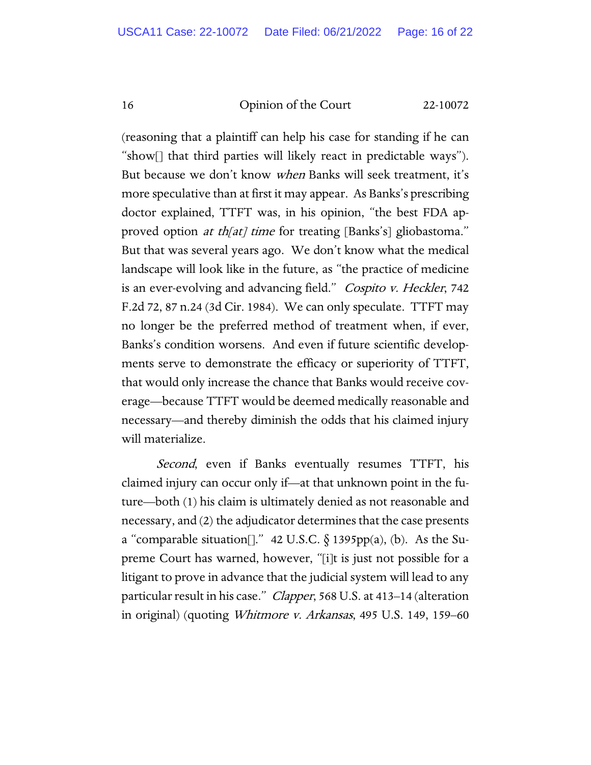(reasoning that a plaintiff can help his case for standing if he can "show[] that third parties will likely react in predictable ways"). But because we don't know *when* Banks will seek treatment, it's more speculative than at first it may appear. As Banks's prescribing doctor explained, TTFT was, in his opinion, "the best FDA approved option *at th[at] time* for treating [Banks's] glioblastoma." But that was several years ago. We don't know what the medical landscape will look like in the future, as "the practice of medicine is an ever-evolving and advancing field." *Cospito v. Heckler*, 742 F.2d 72, 87 n.24 (3d Cir. 1984). We can only speculate. TTFT may no longer be the preferred method of treatment when, if ever, Banks's condition worsens. And even if future scientific developments serve to demonstrate the efficacy or superiority of TTFT, that would only increase the chance that Banks would receive coverage—because TTFT would be deemed medically reasonable and necessary—and thereby diminish the odds that his claimed injury will materialize.

*Second*, even if Banks eventually resumes TTFT, his claimed injury can occur only if—at that unknown point in the future—both (1) his claim is ultimately denied as not reasonable and necessary, and (2) the adjudicator determines that the case presents a "comparable situation[]." 42 U.S.C. § 1395pp(a), (b). As the Supreme Court has warned, however, "[i]t is just not possible for a litigant to prove in advance that the judicial system will lead to any particular result in his case." *Clapper*, 568 U.S. at 413–14 (alteration in original) (quoting *Whitmore v. Arkansas*, 495 U.S. 149, 159–60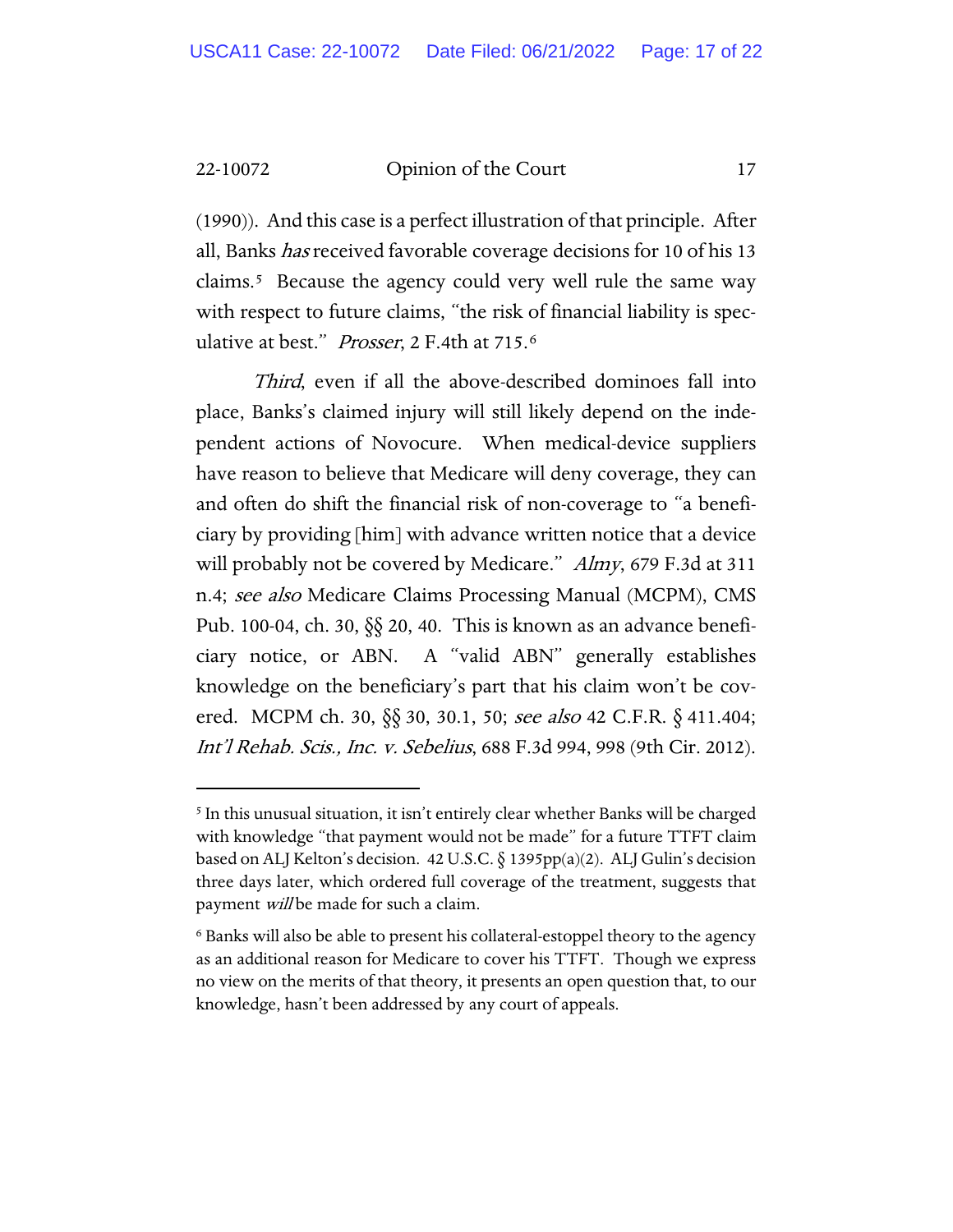(1990)). And this case is a perfect illustration of that principle. After all, Banks *has* received favorable coverage decisions for 10 of his 13 claims.[5] Because the agency could very well rule the same way with respect to future claims, "the risk of financial liability is speculative at best." *Prosser*, 2 F.4th at 715.[6]

*Third*, even if all the above-described dominoes fall into place, Banks's claimed injury will still likely depend on the independent actions of Novocure. When medical-device suppliers have reason to believe that Medicare will deny coverage, they can and often do shift the financial risk of non-coverage to "a beneficiary by providing [him] with advance written notice that a device will probably not be covered by Medicare." *Almy*, 679 F.3d at 311 n.4; *see also* Medicare Claims Processing Manual (MCPM), CMS Pub. 100-04, ch. 30, §§ 20, 40. This is known as an advance beneficiary notice, or ABN. A "valid ABN" generally establishes knowledge on the beneficiary's part that his claim won't be covered. MCPM ch. 30, §§ 30, 30.1, 50; *see also* 42 C.F.R. § 411.404; *Int'l Rehab. Scis., Inc. v. Sebelius*, 688 F.3d 994, 998 (9th Cir. 2012).

---

[5] In this unusual situation, it isn't entirely clear whether Banks will be charged with knowledge "that payment would not be made" for a future TTFT claim based on ALJ Kelton's decision. 42 U.S.C. § 1395pp(a)(2). ALJ Gulin's decision three days later, which ordered full coverage of the treatment, suggests that payment *will* be made for such a claim.

[6] Banks will also be able to present his collateral-estoppel theory to the agency as an additional reason for Medicare to cover his TTFT. Though we express no view on the merits of that theory, it presents an open question that, to our knowledge, hasn't been addressed by any court of appeals.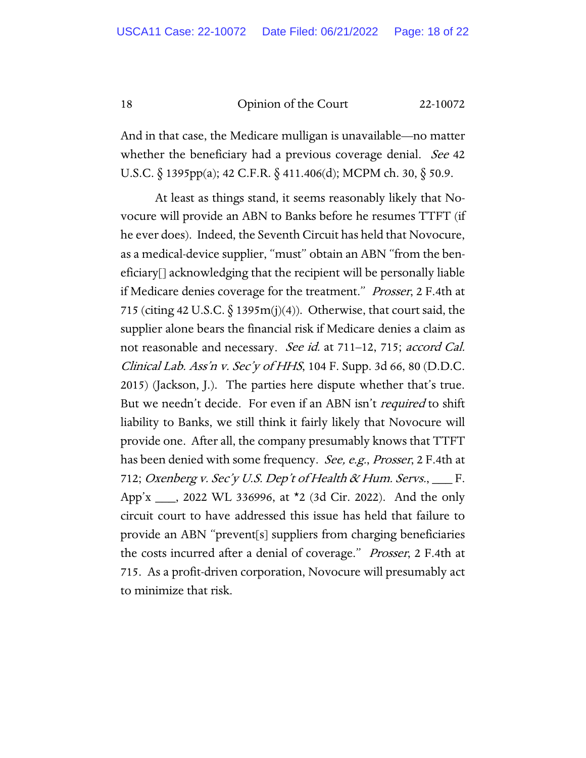And in that case, the Medicare mulligan is unavailable—no matter whether the beneficiary had a previous coverage denial. *See* 42 U.S.C. § 1395pp(a); 42 C.F.R. § 411.406(d); MCPM ch. 30, § 50.9.

At least as things stand, it seems reasonably likely that Novocure will provide an ABN to Banks before he resumes TTFT (if he ever does). Indeed, the Seventh Circuit has held that Novocure, as a medical-device supplier, "must" obtain an ABN "from the beneficiary[] acknowledging that the recipient will be personally liable if Medicare denies coverage for the treatment." *Prosser*, 2 F.4th at 715 (citing 42 U.S.C. § 1395m(j)(4)). Otherwise, that court said, the supplier alone bears the financial risk if Medicare denies a claim as not reasonable and necessary. *See id.* at 711–12, 715; *accord Cal. Clinical Lab. Ass'n v. Sec'y of HHS*, 104 F. Supp. 3d 66, 80 (D.D.C. 2015) (Jackson, J.). The parties here dispute whether that's true. But we needn't decide. For even if an ABN isn't *required* to shift liability to Banks, we still think it fairly likely that Novocure will provide one. After all, the company presumably knows that TTFT has been denied with some frequency. *See, e.g.*, *Prosser*, 2 F.4th at 712; *Oxenberg v. Sec'y U.S. Dep't of Health & Hum. Servs.*, ___ F. App'x ___, 2022 WL 336996, at *2 (3d Cir. 2022). And the only circuit court to have addressed this issue has held that failure to provide an ABN "prevent[s] suppliers from charging beneficiaries the costs incurred after a denial of coverage." *Prosser*, 2 F.4th at 715. As a profit-driven corporation, Novocure will presumably act to minimize that risk.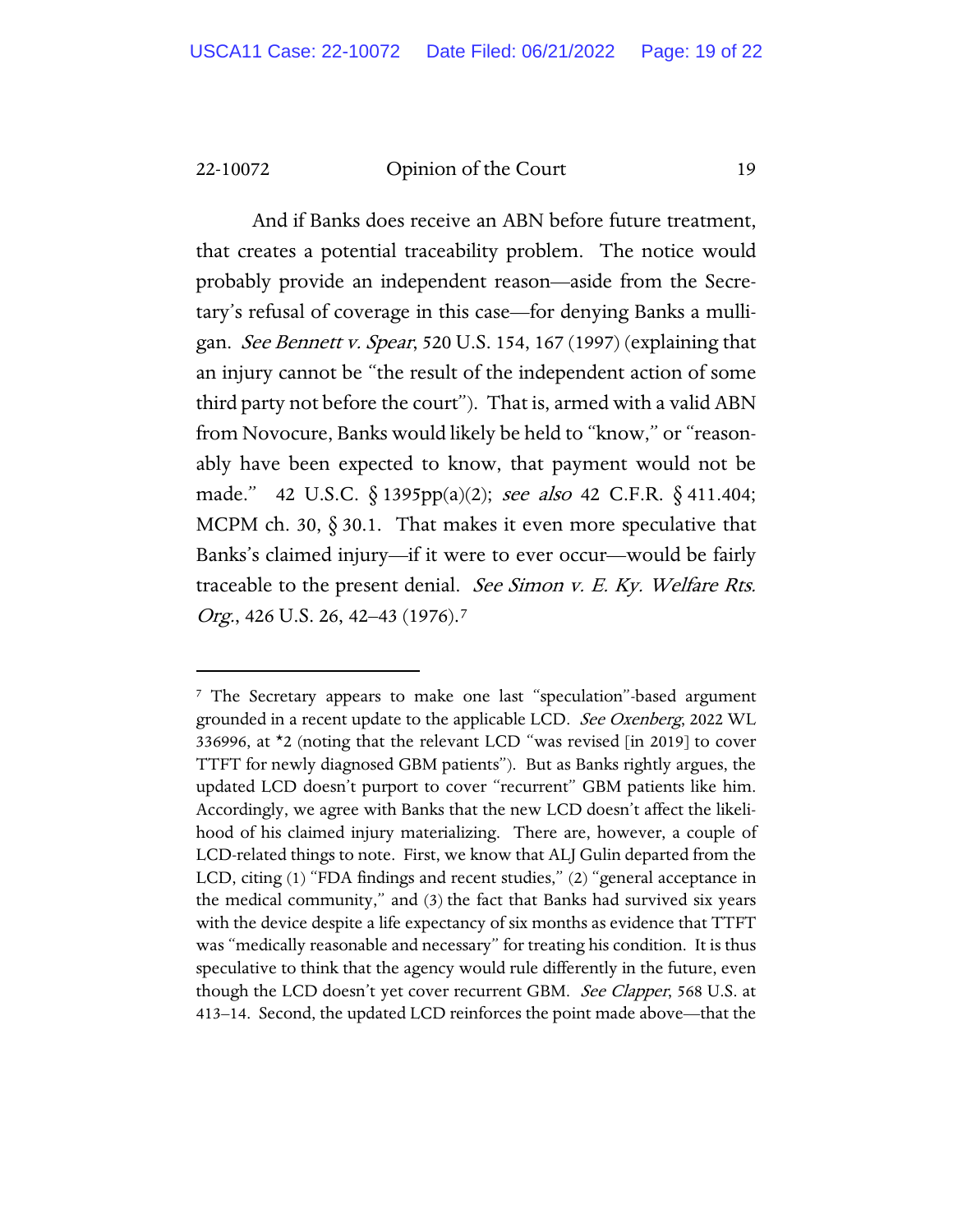And if Banks does receive an ABN before future treatment, that creates a potential traceability problem. The notice would probably provide an independent reason—aside from the Secretary's refusal of coverage in this case—for denying Banks a mulligan. *See Bennett v. Spear*, 520 U.S. 154, 167 (1997) (explaining that an injury cannot be "the result of the independent action of some third party not before the court"). That is, armed with a valid ABN from Novocure, Banks would likely be held to "know," or "reasonably have been expected to know, that payment would not be made." 42 U.S.C. § 1395pp(a)(2); *see also* 42 C.F.R. § 411.404; MCPM ch. 30, § 30.1. That makes it even more speculative that Banks's claimed injury—if it were to ever occur—would be fairly traceable to the present denial. *See Simon v. E. Ky. Welfare Rts. Org.*, 426 U.S. 26, 42–43 (1976).[7]

---

[7] The Secretary appears to make one last "speculation"-based argument grounded in a recent update to the applicable LCD. *See Oxenberg*, 2022 WL 336996, at *2 (noting that the relevant LCD "was revised [in 2019] to cover TTFT for newly diagnosed GBM patients"). But as Banks rightly argues, the updated LCD doesn't purport to cover "recurrent" GBM patients like him. Accordingly, we agree with Banks that the new LCD doesn't affect the likelihood of his claimed injury materializing. There are, however, a couple of LCD-related things to note. First, we know that ALJ Gulin departed from the LCD, citing (1) "FDA findings and recent studies," (2) "general acceptance in the medical community," and (3) the fact that Banks had survived six years with the device despite a life expectancy of six months as evidence that TTFT was "medically reasonable and necessary" for treating his condition. It is thus speculative to think that the agency would rule differently in the future, even though the LCD doesn't yet cover recurrent GBM. *See Clapper*, 568 U.S. at 413–14. Second, the updated LCD reinforces the point made above—that the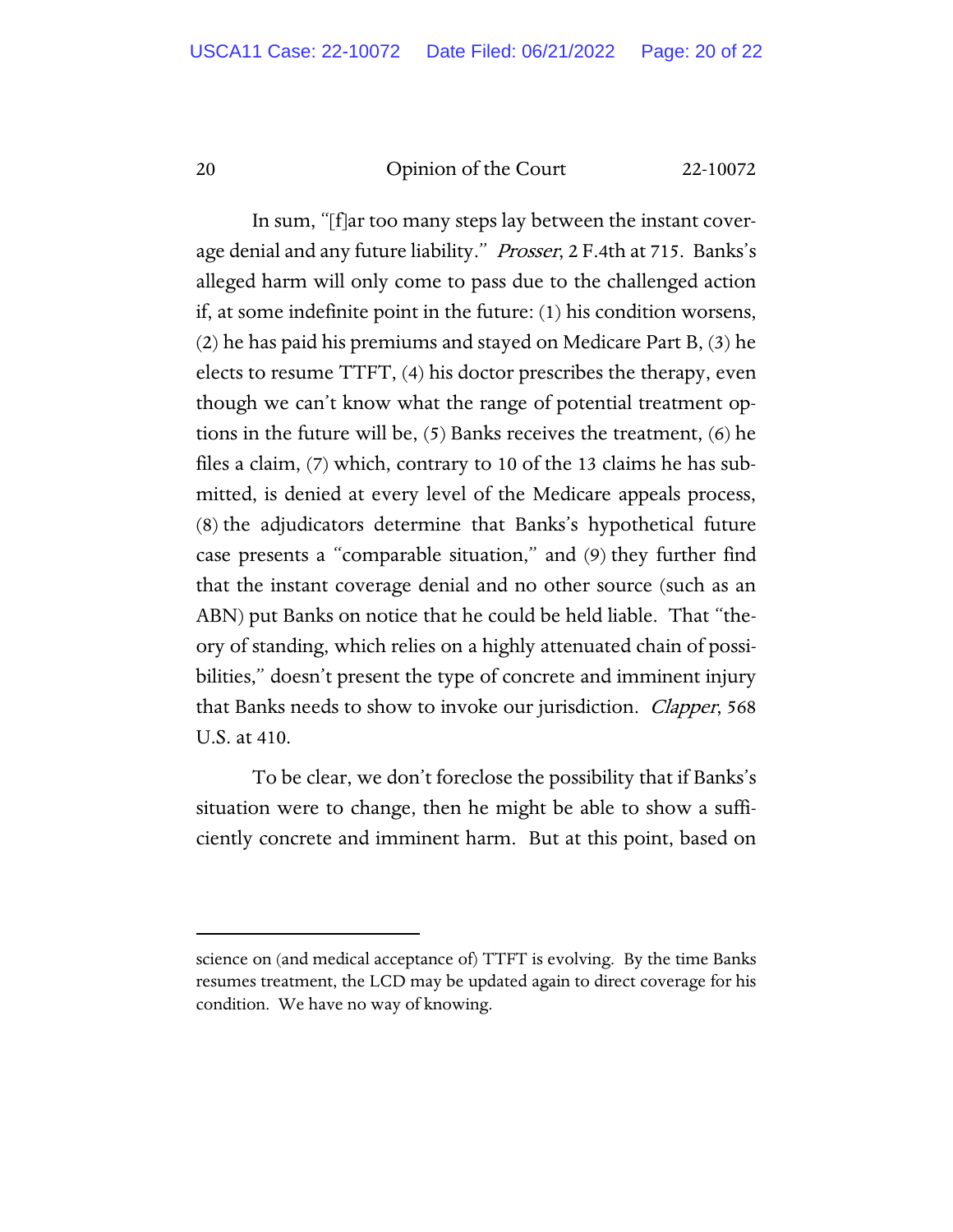In sum, "[f]ar too many steps lay between the instant coverage denial and any future liability." *Prosser*, 2 F.4th at 715. Banks's alleged harm will only come to pass due to the challenged action if, at some indefinite point in the future: (1) his condition worsens, (2) he has paid his premiums and stayed on Medicare Part B, (3) he elects to resume TTFT, (4) his doctor prescribes the therapy, even though we can't know what the range of potential treatment options in the future will be, (5) Banks receives the treatment, (6) he files a claim, (7) which, contrary to 10 of the 13 claims he has submitted, is denied at every level of the Medicare appeals process, (8) the adjudicators determine that Banks's hypothetical future case presents a "comparable situation," and (9) they further find that the instant coverage denial and no other source (such as an ABN) put Banks on notice that he could be held liable. That "theory of standing, which relies on a highly attenuated chain of possibilities," doesn't present the type of concrete and imminent injury that Banks needs to show to invoke our jurisdiction. *Clapper*, 568 U.S. at 410.

To be clear, we don't foreclose the possibility that if Banks's situation were to change, then he might be able to show a sufficiently concrete and imminent harm. But at this point, based on

---

science on (and medical acceptance of) TTFT is evolving. By the time Banks resumes treatment, the LCD may be updated again to direct coverage for his condition. We have no way of knowing.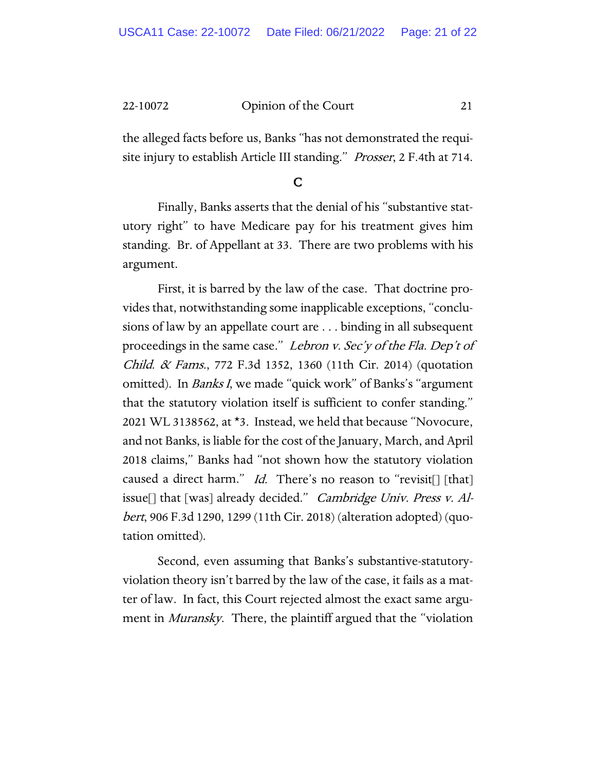the alleged facts before us, Banks "has not demonstrated the requisite injury to establish Article III standing." *Prosser*, 2 F.4th at 714.

### C

Finally, Banks asserts that the denial of his "substantive statutory right" to have Medicare pay for his treatment gives him standing. Br. of Appellant at 33. There are two problems with his argument.

First, it is barred by the law of the case. That doctrine provides that, notwithstanding some inapplicable exceptions, "conclusions of law by an appellate court are . . . binding in all subsequent proceedings in the same case." *Lebron v. Sec'y of the Fla. Dep't of Child. & Fams.*, 772 F.3d 1352, 1360 (11th Cir. 2014) (quotation omitted). In *Banks I*, we made "quick work" of Banks's "argument that the statutory violation itself is sufficient to confer standing." 2021 WL 3138562, at *3. Instead, we held that because "Novocure, and not Banks, is liable for the cost of the January, March, and April 2018 claims," Banks had "not shown how the statutory violation caused a direct harm." *Id.* There's no reason to "revisit[] [that] issue[] that [was] already decided." *Cambridge Univ. Press v. Albert*, 906 F.3d 1290, 1299 (11th Cir. 2018) (alteration adopted) (quotation omitted).

Second, even assuming that Banks's substantive-statutory-violation theory isn't barred by the law of the case, it fails as a matter of law. In fact, this Court rejected almost the exact same argument in *Muransky*. There, the plaintiff argued that the "violation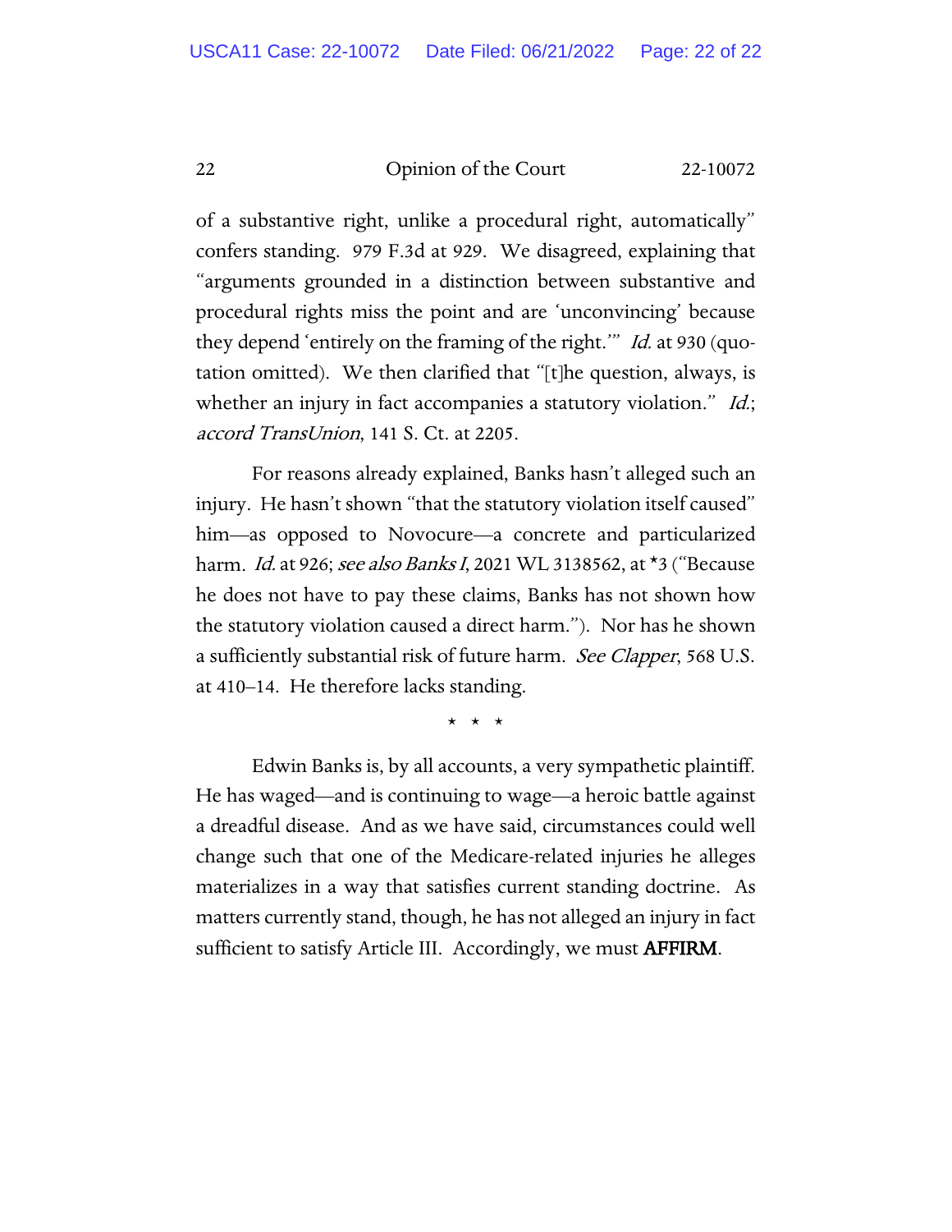of a substantive right, unlike a procedural right, automatically" confers standing. 979 F.3d at 929. We disagreed, explaining that "arguments grounded in a distinction between substantive and procedural rights miss the point and are 'unconvincing' because they depend 'entirely on the framing of the right.'" *Id.* at 930 (quotation omitted). We then clarified that "[t]he question, always, is whether an injury in fact accompanies a statutory violation." *Id.*; *accord TransUnion*, 141 S. Ct. at 2205.

For reasons already explained, Banks hasn't alleged such an injury. He hasn't shown "that the statutory violation itself caused" him—as opposed to Novocure—a concrete and particularized harm. *Id.* at 926; *see also Banks I*, 2021 WL 3138562, at *3 ("Because he does not have to pay these claims, Banks has not shown how the statutory violation caused a direct harm."). Nor has he shown a sufficiently substantial risk of future harm. *See Clapper*, 568 U.S. at 410–14. He therefore lacks standing.

\* \* \*

Edwin Banks is, by all accounts, a very sympathetic plaintiff. He has waged—and is continuing to wage—a heroic battle against a dreadful disease. And as we have said, circumstances could well change such that one of the Medicare-related injuries he alleges materializes in a way that satisfies current standing doctrine. As matters currently stand, though, he has not alleged an injury in fact sufficient to satisfy Article III. Accordingly, we must **AFFIRM**.